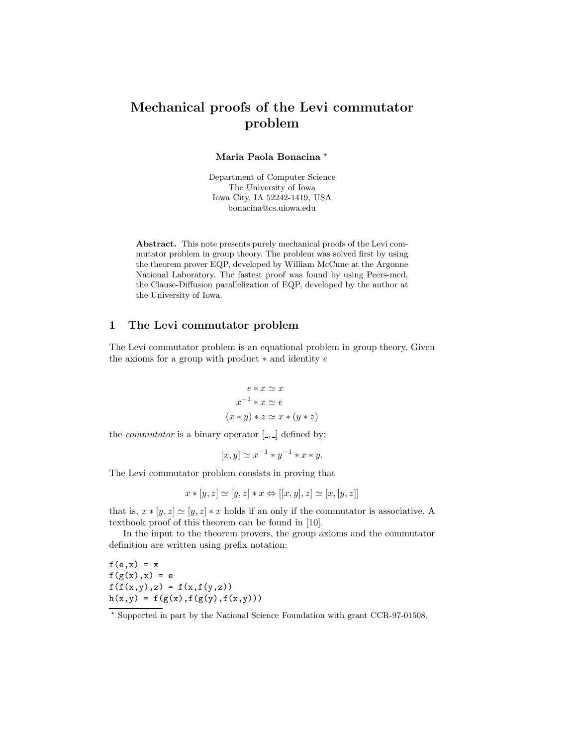# Mechanical proofs of the Levi commutator problem

**Maria Paola Bonacina** *

Department of Computer Science
The University of Iowa
Iowa City, IA 52242-1419, USA
bonacina@cs.uiowa.edu

**Abstract.** This note presents purely mechanical proofs of the Levi commutator problem in group theory. The problem was solved first by using the theorem prover EQP, developed by William McCune at the Argonne National Laboratory. The fastest proof was found by using Peers-mcd, the Clause-Diffusion parallelization of EQP, developed by the author at the University of Iowa.

## 1 The Levi commutator problem

The Levi commutator problem is an equational problem in group theory. Given the axioms for a group with product $*$ and identity $e$

$$e * x \simeq x$$
$$x^{-1} * x \simeq e$$
$$(x * y) * z \simeq x * (y * z)$$

the *commutator* is a binary operator $[\_,\_]$ defined by:

$$[x, y] \simeq x^{-1} * y^{-1} * x * y.$$

The Levi commutator problem consists in proving that

$$x * [y, z] \simeq [y, z] * x \Leftrightarrow [[x, y], z] \simeq [x, [y, z]]$$

that is, $x * [y, z] \simeq [y, z] * x$ holds if an only if the commutator is associative. A textbook proof of this theorem can be found in [10].

In the input to the theorem provers, the group axioms and the commutator definition are written using prefix notation:

```
f(e,x) = x
f(g(x),x) = e
f(f(x,y),z) = f(x,f(y,z))
h(x,y) = f(g(x),f(g(y),f(x,y)))
```

* Supported in part by the National Science Foundation with grant CCR-97-01508.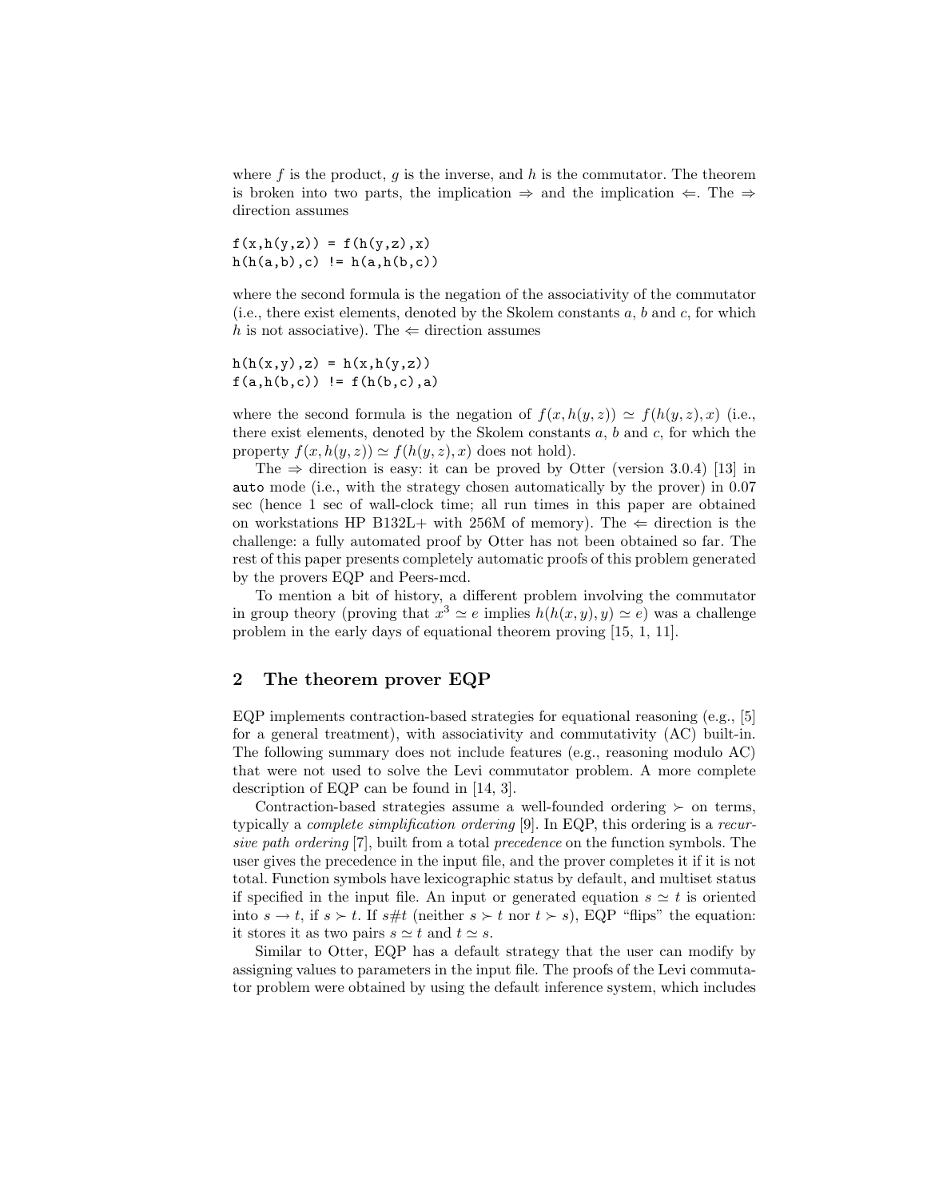where $f$ is the product, $g$ is the inverse, and $h$ is the commutator. The theorem is broken into two parts, the implication $\Rightarrow$ and the implication $\Leftarrow$. The $\Rightarrow$ direction assumes

```
f(x,h(y,z)) = f(h(y,z),x)
h(h(a,b),c) != h(a,h(b,c))
```

where the second formula is the negation of the associativity of the commutator (i.e., there exist elements, denoted by the Skolem constants $a$, $b$ and $c$, for which $h$ is not associative). The $\Leftarrow$ direction assumes

```
h(h(x,y),z) = h(x,h(y,z))
f(a,h(b,c)) != f(h(b,c),a)
```

where the second formula is the negation of $f(x, h(y, z)) \simeq f(h(y, z), x)$ (i.e., there exist elements, denoted by the Skolem constants $a$, $b$ and $c$, for which the property $f(x, h(y, z)) \simeq f(h(y, z), x)$ does not hold).

The $\Rightarrow$ direction is easy: it can be proved by Otter (version 3.0.4) [13] in `auto` mode (i.e., with the strategy chosen automatically by the prover) in 0.07 sec (hence 1 sec of wall-clock time; all run times in this paper are obtained on workstations HP B132L+ with 256M of memory). The $\Leftarrow$ direction is the challenge: a fully automated proof by Otter has not been obtained so far. The rest of this paper presents completely automatic proofs of this problem generated by the provers EQP and Peers-mcd.

To mention a bit of history, a different problem involving the commutator in group theory (proving that $x^3 \simeq e$ implies $h(h(x, y), y) \simeq e$) was a challenge problem in the early days of equational theorem proving [15, 1, 11].

## 2 The theorem prover EQP

EQP implements contraction-based strategies for equational reasoning (e.g., [5] for a general treatment), with associativity and commutativity (AC) built-in. The following summary does not include features (e.g., reasoning modulo AC) that were not used to solve the Levi commutator problem. A more complete description of EQP can be found in [14, 3].

Contraction-based strategies assume a well-founded ordering $\succ$ on terms, typically a *complete simplification ordering* [9]. In EQP, this ordering is a *recursive path ordering* [7], built from a total *precedence* on the function symbols. The user gives the precedence in the input file, and the prover completes it if it is not total. Function symbols have lexicographic status by default, and multiset status if specified in the input file. An input or generated equation $s \simeq t$ is oriented into $s \rightarrow t$, if $s \succ t$. If $s \# t$ (neither $s \succ t$ nor $t \succ s$), EQP "flips" the equation: it stores it as two pairs $s \simeq t$ and $t \simeq s$.

Similar to Otter, EQP has a default strategy that the user can modify by assigning values to parameters in the input file. The proofs of the Levi commutator problem were obtained by using the default inference system, which includes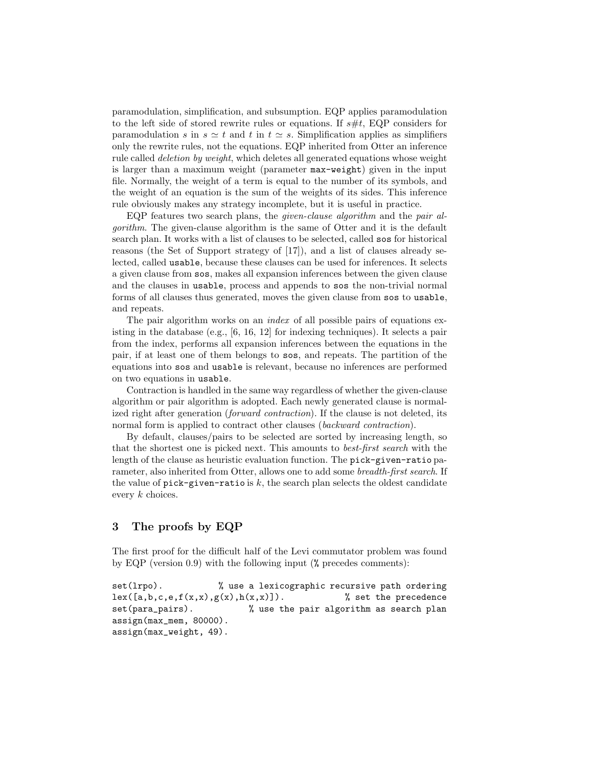paramodulation, simplification, and subsumption. EQP applies paramodulation to the left side of stored rewrite rules or equations. If $s \# t$, EQP considers for paramodulation $s$ in $s \simeq t$ and $t$ in $t \simeq s$. Simplification applies as simplifiers only the rewrite rules, not the equations. EQP inherited from Otter an inference rule called *deletion by weight*, which deletes all generated equations whose weight is larger than a maximum weight (parameter `max-weight`) given in the input file. Normally, the weight of a term is equal to the number of its symbols, and the weight of an equation is the sum of the weights of its sides. This inference rule obviously makes any strategy incomplete, but it is useful in practice.

EQP features two search plans, the *given-clause algorithm* and the *pair algorithm*. The given-clause algorithm is the same of Otter and it is the default search plan. It works with a list of clauses to be selected, called `sos` for historical reasons (the Set of Support strategy of [17]), and a list of clauses already selected, called `usable`, because these clauses can be used for inferences. It selects a given clause from `sos`, makes all expansion inferences between the given clause and the clauses in `usable`, process and appends to `sos` the non-trivial normal forms of all clauses thus generated, moves the given clause from `sos` to `usable`, and repeats.

The pair algorithm works on an *index* of all possible pairs of equations existing in the database (e.g., [6, 16, 12] for indexing techniques). It selects a pair from the index, performs all expansion inferences between the equations in the pair, if at least one of them belongs to `sos`, and repeats. The partition of the equations into `sos` and `usable` is relevant, because no inferences are performed on two equations in `usable`.

Contraction is handled in the same way regardless of whether the given-clause algorithm or pair algorithm is adopted. Each newly generated clause is normalized right after generation (*forward contraction*). If the clause is not deleted, its normal form is applied to contract other clauses (*backward contraction*).

By default, clauses/pairs to be selected are sorted by increasing length, so that the shortest one is picked next. This amounts to *best-first search* with the length of the clause as heuristic evaluation function. The `pick-given-ratio` parameter, also inherited from Otter, allows one to add some *breadth-first search*. If the value of `pick-given-ratio` is $k$, the search plan selects the oldest candidate every $k$ choices.

## 3 The proofs by EQP

The first proof for the difficult half of the Levi commutator problem was found by EQP (version 0.9) with the following input (`%` precedes comments):

```
set(lrpo).            % use a lexicographic recursive path ordering
lex([a,b,c,e,f(x,x),g(x),h(x,x)]).              % set the precedence
set(para_pairs).            % use the pair algorithm as search plan
assign(max_mem, 80000).
assign(max_weight, 49).
```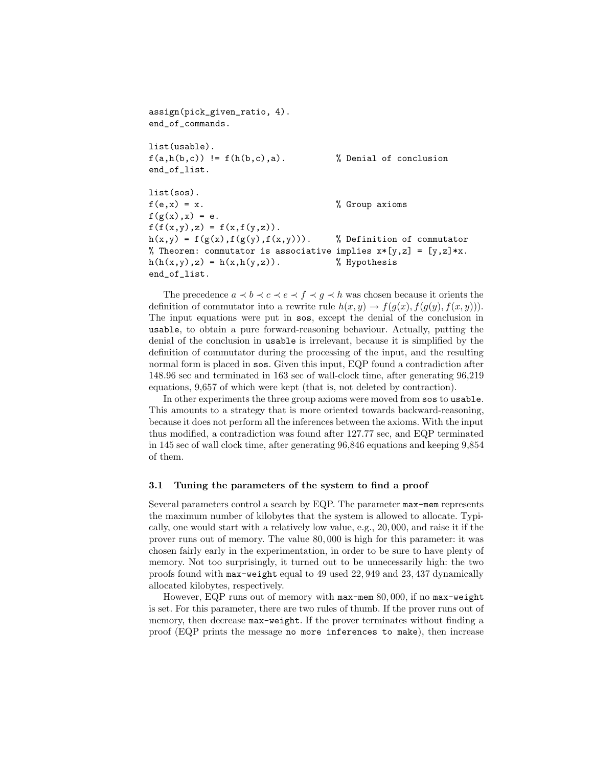```
assign(pick_given_ratio, 4).
end_of_commands.

list(usable).
f(a,h(b,c)) != f(h(b,c),a).          % Denial of conclusion
end_of_list.

list(sos).
f(e,x) = x.                          % Group axioms
f(g(x),x) = e.
f(f(x,y),z) = f(x,f(y,z)).
h(x,y) = f(g(x),f(g(y),f(x,y))).     % Definition of commutator
% Theorem: commutator is associative implies x*[y,z] = [y,z]*x.
h(h(x,y),z) = h(x,h(y,z)).           % Hypothesis
end_of_list.
```

The precedence $a \prec b \prec c \prec e \prec f \prec g \prec h$ was chosen because it orients the definition of commutator into a rewrite rule $h(x, y) \rightarrow f(g(x), f(g(y), f(x, y)))$. The input equations were put in `sos`, except the denial of the conclusion in `usable`, to obtain a pure forward-reasoning behaviour. Actually, putting the denial of the conclusion in `usable` is irrelevant, because it is simplified by the definition of commutator during the processing of the input, and the resulting normal form is placed in `sos`. Given this input, EQP found a contradiction after 148.96 sec and terminated in 163 sec of wall-clock time, after generating 96,219 equations, 9,657 of which were kept (that is, not deleted by contraction).

In other experiments the three group axioms were moved from `sos` to `usable`. This amounts to a strategy that is more oriented towards backward-reasoning, because it does not perform all the inferences between the axioms. With the input thus modified, a contradiction was found after 127.77 sec, and EQP terminated in 145 sec of wall clock time, after generating 96,846 equations and keeping 9,854 of them.

### 3.1 Tuning the parameters of the system to find a proof

Several parameters control a search by EQP. The parameter `max-mem` represents the maximum number of kilobytes that the system is allowed to allocate. Typically, one would start with a relatively low value, e.g., 20,000, and raise it if the prover runs out of memory. The value 80,000 is high for this parameter: it was chosen fairly early in the experimentation, in order to be sure to have plenty of memory. Not too surprisingly, it turned out to be unnecessarily high: the two proofs found with `max-weight` equal to 49 used 22,949 and 23,437 dynamically allocated kilobytes, respectively.

However, EQP runs out of memory with `max-mem` 80,000, if no `max-weight` is set. For this parameter, there are two rules of thumb. If the prover runs out of memory, then decrease `max-weight`. If the prover terminates without finding a proof (EQP prints the message `no more inferences to make`), then increase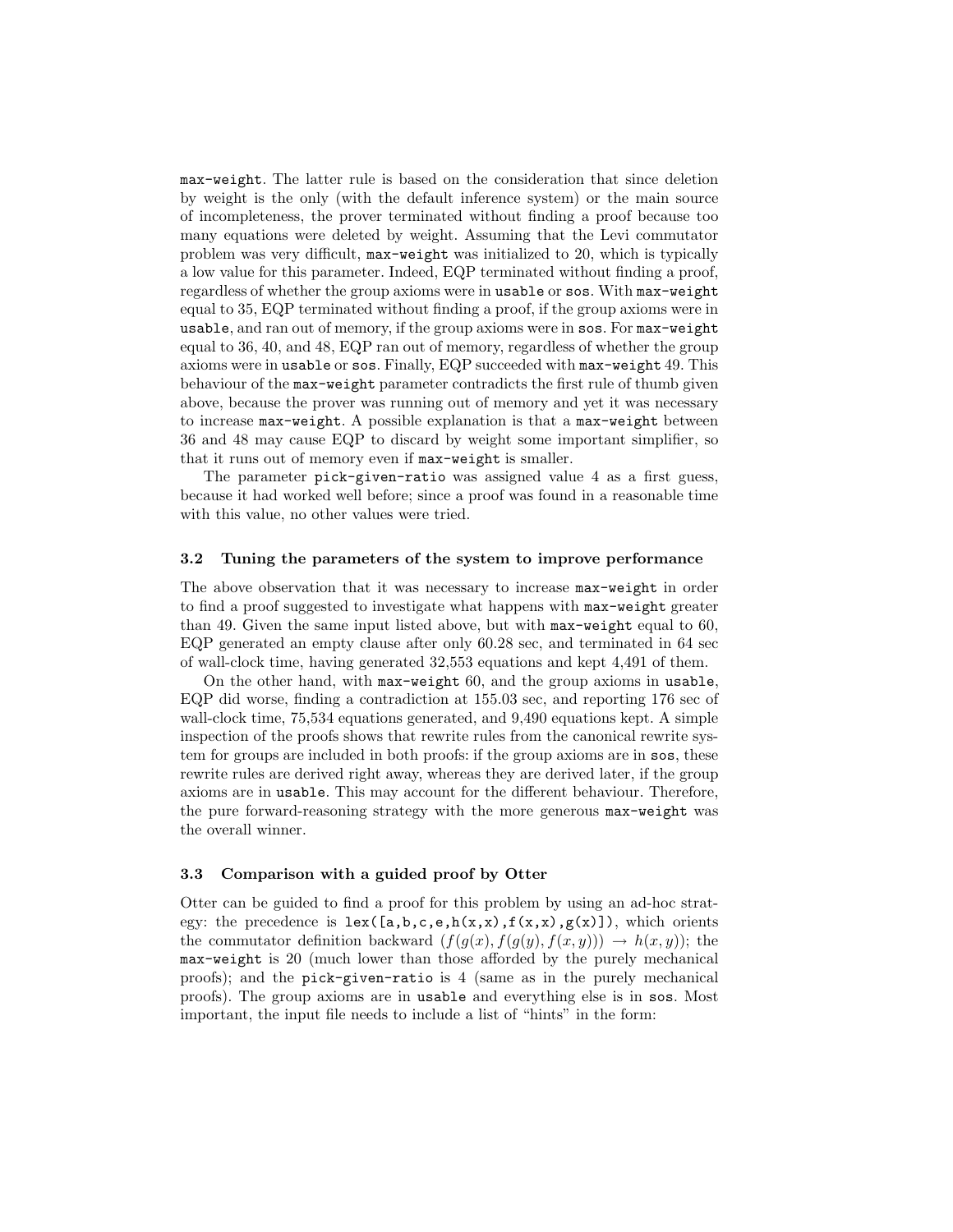`max-weight`. The latter rule is based on the consideration that since deletion by weight is the only (with the default inference system) or the main source of incompleteness, the prover terminated without finding a proof because too many equations were deleted by weight. Assuming that the Levi commutator problem was very difficult, `max-weight` was initialized to 20, which is typically a low value for this parameter. Indeed, EQP terminated without finding a proof, regardless of whether the group axioms were in `usable` or `sos`. With `max-weight` equal to 35, EQP terminated without finding a proof, if the group axioms were in `usable`, and ran out of memory, if the group axioms were in `sos`. For `max-weight` equal to 36, 40, and 48, EQP ran out of memory, regardless of whether the group axioms were in `usable` or `sos`. Finally, EQP succeeded with `max-weight` 49. This behaviour of the `max-weight` parameter contradicts the first rule of thumb given above, because the prover was running out of memory and yet it was necessary to increase `max-weight`. A possible explanation is that a `max-weight` between 36 and 48 may cause EQP to discard by weight some important simplifier, so that it runs out of memory even if `max-weight` is smaller.

The parameter `pick-given-ratio` was assigned value 4 as a first guess, because it had worked well before; since a proof was found in a reasonable time with this value, no other values were tried.

### 3.2 Tuning the parameters of the system to improve performance

The above observation that it was necessary to increase `max-weight` in order to find a proof suggested to investigate what happens with `max-weight` greater than 49. Given the same input listed above, but with `max-weight` equal to 60, EQP generated an empty clause after only 60.28 sec, and terminated in 64 sec of wall-clock time, having generated 32,553 equations and kept 4,491 of them.

On the other hand, with `max-weight` 60, and the group axioms in `usable`, EQP did worse, finding a contradiction at 155.03 sec, and reporting 176 sec of wall-clock time, 75,534 equations generated, and 9,490 equations kept. A simple inspection of the proofs shows that rewrite rules from the canonical rewrite system for groups are included in both proofs: if the group axioms are in `sos`, these rewrite rules are derived right away, whereas they are derived later, if the group axioms are in `usable`. This may account for the different behaviour. Therefore, the pure forward-reasoning strategy with the more generous `max-weight` was the overall winner.

### 3.3 Comparison with a guided proof by Otter

Otter can be guided to find a proof for this problem by using an ad-hoc strategy: the precedence is `lex([a,b,c,e,h(x,x),f(x,x),g(x)])`, which orients the commutator definition backward ($f(g(x), f(g(y), f(x, y))) \rightarrow h(x, y)$); the `max-weight` is 20 (much lower than those afforded by the purely mechanical proofs); and the `pick-given-ratio` is 4 (same as in the purely mechanical proofs). The group axioms are in `usable` and everything else is in `sos`. Most important, the input file needs to include a list of "hints" in the form: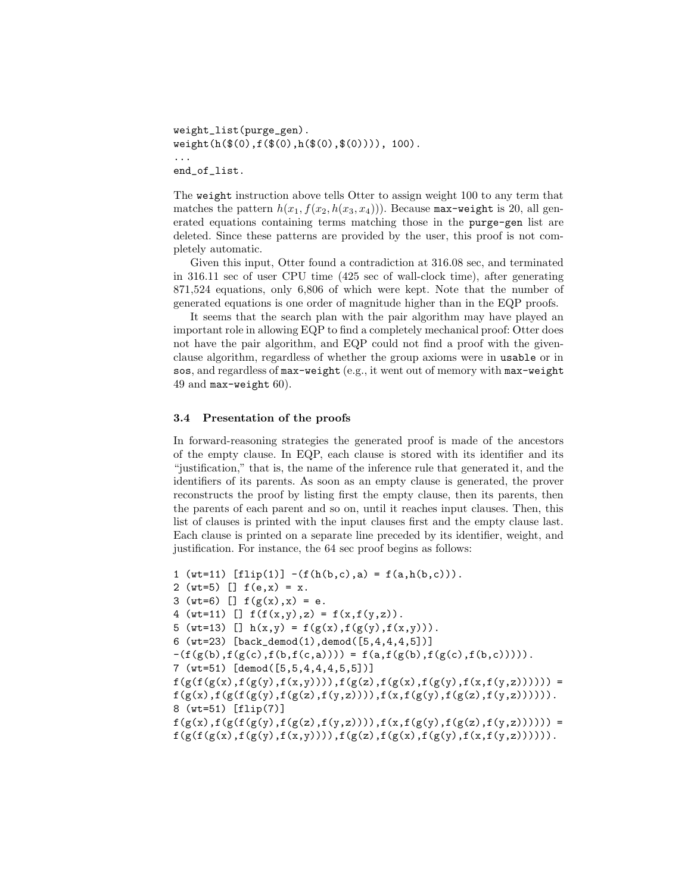```
weight_list(purge_gen).
weight(h($(0),f($(0),h($(0),$(0)))), 100).
...
end_of_list.
```

The `weight` instruction above tells Otter to assign weight 100 to any term that matches the pattern $h(x_1, f(x_2, h(x_3, x_4)))$. Because `max-weight` is 20, all generated equations containing terms matching those in the `purge-gen` list are deleted. Since these patterns are provided by the user, this proof is not completely automatic.

Given this input, Otter found a contradiction at 316.08 sec, and terminated in 316.11 sec of user CPU time (425 sec of wall-clock time), after generating 871,524 equations, only 6,806 of which were kept. Note that the number of generated equations is one order of magnitude higher than in the EQP proofs.

It seems that the search plan with the pair algorithm may have played an important role in allowing EQP to find a completely mechanical proof: Otter does not have the pair algorithm, and EQP could not find a proof with the given-clause algorithm, regardless of whether the group axioms were in `usable` or in `sos`, and regardless of `max-weight` (e.g., it went out of memory with `max-weight` 49 and `max-weight` 60).

### 3.4 Presentation of the proofs

In forward-reasoning strategies the generated proof is made of the ancestors of the empty clause. In EQP, each clause is stored with its identifier and its "justification," that is, the name of the inference rule that generated it, and the identifiers of its parents. As soon as an empty clause is generated, the prover reconstructs the proof by listing first the empty clause, then its parents, then the parents of each parent and so on, until it reaches input clauses. Then, this list of clauses is printed with the input clauses first and the empty clause last. Each clause is printed on a separate line preceded by its identifier, weight, and justification. For instance, the 64 sec proof begins as follows:

```
1 (wt=11) [flip(1)] -(f(h(b,c),a) = f(a,h(b,c))).
2 (wt=5) [] f(e,x) = x.
3 (wt=6) [] f(g(x),x) = e.
4 (wt=11) [] f(f(x,y),z) = f(x,f(y,z)).
5 (wt=13) [] h(x,y) = f(g(x),f(g(y),f(x,y))).
6 (wt=23) [back_demod(1),demod([5,4,4,4,5])]
-(f(g(b),f(g(c),f(b,f(c,a)))) = f(a,f(g(b),f(g(c),f(b,c))))).
7 (wt=51) [demod([5,5,4,4,4,5,5])]
f(g(f(g(x),f(g(y),f(x,y)))),f(g(z),f(g(x),f(g(y),f(x,f(y,z)))))) =
f(g(x),f(g(f(g(y),f(g(z),f(y,z)))),f(x,f(g(y),f(g(z),f(y,z)))))).
8 (wt=51) [flip(7)]
f(g(x),f(g(f(g(y),f(g(z),f(y,z)))),f(x,f(g(y),f(g(z),f(y,z)))))) =
f(g(f(g(x),f(g(y),f(x,y)))),f(g(z),f(g(x),f(g(y),f(x,f(y,z)))))).
```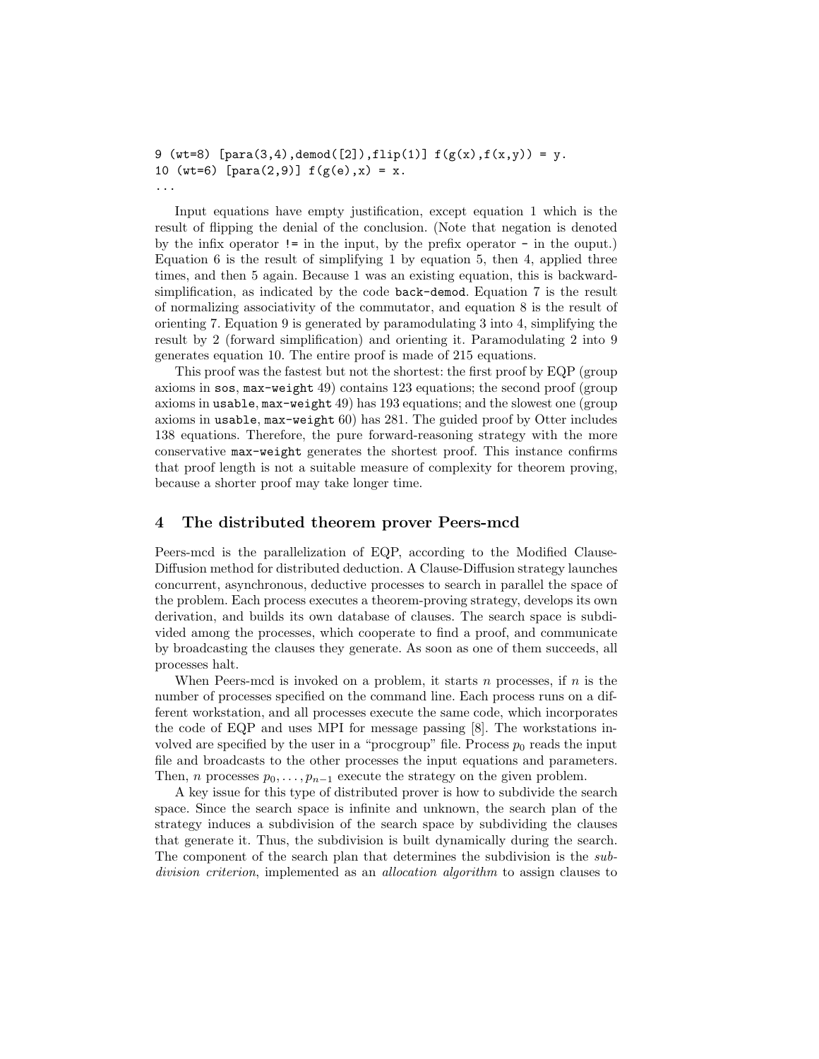```
9 (wt=8) [para(3,4),demod([2]),flip(1)] f(g(x),f(x,y)) = y.
10 (wt=6) [para(2,9)] f(g(e),x) = x.
...
```

Input equations have empty justification, except equation 1 which is the result of flipping the denial of the conclusion. (Note that negation is denoted by the infix operator `!=` in the input, by the prefix operator `-` in the ouput.) Equation 6 is the result of simplifying 1 by equation 5, then 4, applied three times, and then 5 again. Because 1 was an existing equation, this is backward-simplification, as indicated by the code `back-demod`. Equation 7 is the result of normalizing associativity of the commutator, and equation 8 is the result of orienting 7. Equation 9 is generated by paramodulating 3 into 4, simplifying the result by 2 (forward simplification) and orienting it. Paramodulating 2 into 9 generates equation 10. The entire proof is made of 215 equations.

This proof was the fastest but not the shortest: the first proof by EQP (group axioms in `sos`, `max-weight` 49) contains 123 equations; the second proof (group axioms in `usable`, `max-weight` 49) has 193 equations; and the slowest one (group axioms in `usable`, `max-weight` 60) has 281. The guided proof by Otter includes 138 equations. Therefore, the pure forward-reasoning strategy with the more conservative `max-weight` generates the shortest proof. This instance confirms that proof length is not a suitable measure of complexity for theorem proving, because a shorter proof may take longer time.

## 4 The distributed theorem prover Peers-mcd

Peers-mcd is the parallelization of EQP, according to the Modified Clause-Diffusion method for distributed deduction. A Clause-Diffusion strategy launches concurrent, asynchronous, deductive processes to search in parallel the space of the problem. Each process executes a theorem-proving strategy, develops its own derivation, and builds its own database of clauses. The search space is subdivided among the processes, which cooperate to find a proof, and communicate by broadcasting the clauses they generate. As soon as one of them succeeds, all processes halt.

When Peers-mcd is invoked on a problem, it starts $n$ processes, if $n$ is the number of processes specified on the command line. Each process runs on a different workstation, and all processes execute the same code, which incorporates the code of EQP and uses MPI for message passing [8]. The workstations involved are specified by the user in a "procgroup" file. Process $p_0$ reads the input file and broadcasts to the other processes the input equations and parameters. Then, $n$ processes $p_0, \ldots, p_{n-1}$ execute the strategy on the given problem.

A key issue for this type of distributed prover is how to subdivide the search space. Since the search space is infinite and unknown, the search plan of the strategy induces a subdivision of the search space by subdividing the clauses that generate it. Thus, the subdivision is built dynamically during the search. The component of the search plan that determines the subdivision is the *subdivision criterion*, implemented as an *allocation algorithm* to assign clauses to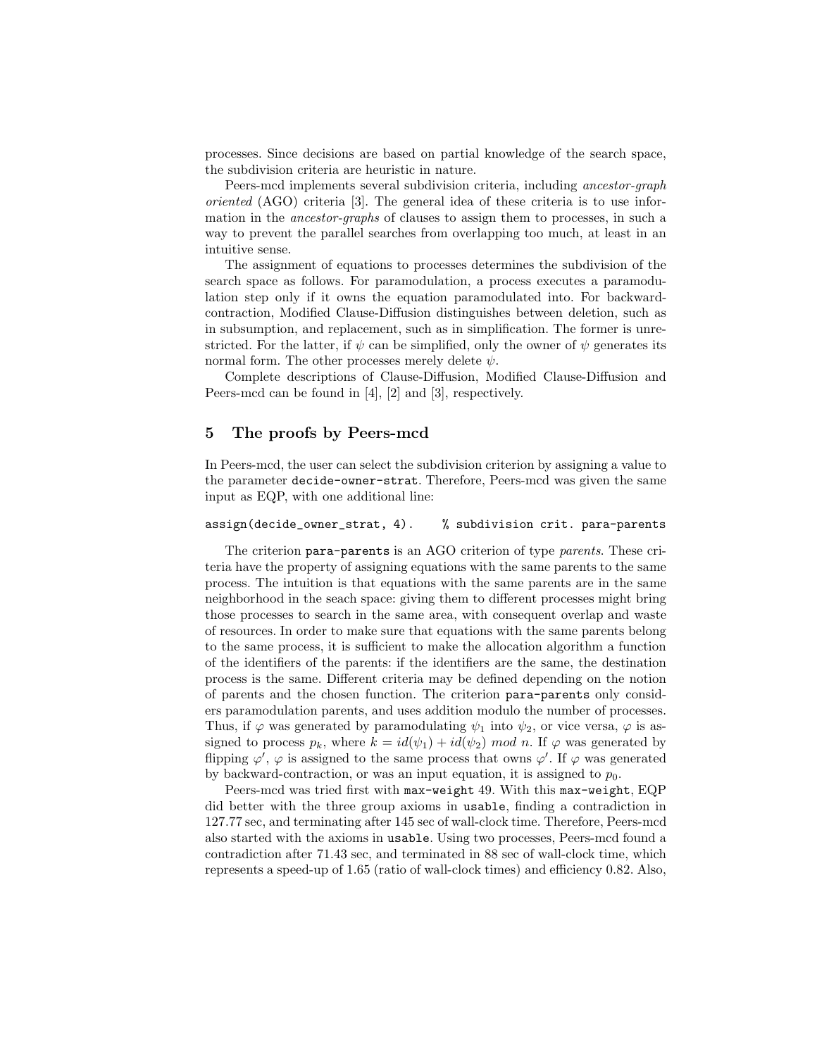processes. Since decisions are based on partial knowledge of the search space, the subdivision criteria are heuristic in nature.

Peers-mcd implements several subdivision criteria, including *ancestor-graph oriented* (AGO) criteria [3]. The general idea of these criteria is to use information in the *ancestor-graphs* of clauses to assign them to processes, in such a way to prevent the parallel searches from overlapping too much, at least in an intuitive sense.

The assignment of equations to processes determines the subdivision of the search space as follows. For paramodulation, a process executes a paramodulation step only if it owns the equation paramodulated into. For backward-contraction, Modified Clause-Diffusion distinguishes between deletion, such as in subsumption, and replacement, such as in simplification. The former is unrestricted. For the latter, if $\psi$ can be simplified, only the owner of $\psi$ generates its normal form. The other processes merely delete $\psi$.

Complete descriptions of Clause-Diffusion, Modified Clause-Diffusion and Peers-mcd can be found in [4], [2] and [3], respectively.

## 5 The proofs by Peers-mcd

In Peers-mcd, the user can select the subdivision criterion by assigning a value to the parameter `decide-owner-strat`. Therefore, Peers-mcd was given the same input as EQP, with one additional line:

```
assign(decide_owner_strat, 4).    % subdivision crit. para-parents
```

The criterion `para-parents` is an AGO criterion of type *parents*. These criteria have the property of assigning equations with the same parents to the same process. The intuition is that equations with the same parents are in the same neighborhood in the seach space: giving them to different processes might bring those processes to search in the same area, with consequent overlap and waste of resources. In order to make sure that equations with the same parents belong to the same process, it is sufficient to make the allocation algorithm a function of the identifiers of the parents: if the identifiers are the same, the destination process is the same. Different criteria may be defined depending on the notion of parents and the chosen function. The criterion `para-parents` only considers paramodulation parents, and uses addition modulo the number of processes. Thus, if $\varphi$ was generated by paramodulating $\psi_1$ into $\psi_2$, or vice versa, $\varphi$ is assigned to process $p_k$, where $k = id(\psi_1) + id(\psi_2) \ mod \ n$. If $\varphi$ was generated by flipping $\varphi'$, $\varphi$ is assigned to the same process that owns $\varphi'$. If $\varphi$ was generated by backward-contraction, or was an input equation, it is assigned to $p_0$.

Peers-mcd was tried first with `max-weight` 49. With this `max-weight`, EQP did better with the three group axioms in `usable`, finding a contradiction in 127.77 sec, and terminating after 145 sec of wall-clock time. Therefore, Peers-mcd also started with the axioms in `usable`. Using two processes, Peers-mcd found a contradiction after 71.43 sec, and terminated in 88 sec of wall-clock time, which represents a speed-up of 1.65 (ratio of wall-clock times) and efficiency 0.82. Also,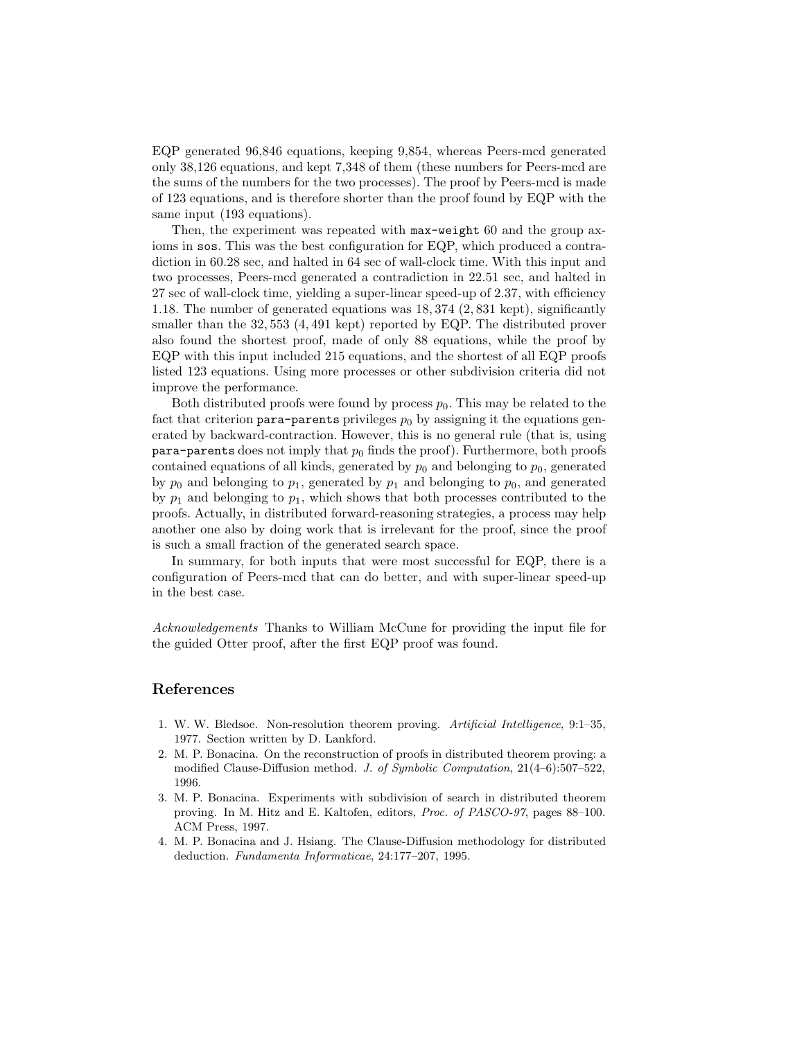EQP generated 96,846 equations, keeping 9,854, whereas Peers-mcd generated only 38,126 equations, and kept 7,348 of them (these numbers for Peers-mcd are the sums of the numbers for the two processes). The proof by Peers-mcd is made of 123 equations, and is therefore shorter than the proof found by EQP with the same input (193 equations).

Then, the experiment was repeated with `max-weight` 60 and the group axioms in `sos`. This was the best configuration for EQP, which produced a contradiction in 60.28 sec, and halted in 64 sec of wall-clock time. With this input and two processes, Peers-mcd generated a contradiction in 22.51 sec, and halted in 27 sec of wall-clock time, yielding a super-linear speed-up of 2.37, with efficiency 1.18. The number of generated equations was 18,374 (2,831 kept), significantly smaller than the 32,553 (4,491 kept) reported by EQP. The distributed prover also found the shortest proof, made of only 88 equations, while the proof by EQP with this input included 215 equations, and the shortest of all EQP proofs listed 123 equations. Using more processes or other subdivision criteria did not improve the performance.

Both distributed proofs were found by process $p_0$. This may be related to the fact that criterion `para-parents` privileges $p_0$ by assigning it the equations generated by backward-contraction. However, this is no general rule (that is, using `para-parents` does not imply that $p_0$ finds the proof). Furthermore, both proofs contained equations of all kinds, generated by $p_0$ and belonging to $p_0$, generated by $p_0$ and belonging to $p_1$, generated by $p_1$ and belonging to $p_0$, and generated by $p_1$ and belonging to $p_1$, which shows that both processes contributed to the proofs. Actually, in distributed forward-reasoning strategies, a process may help another one also by doing work that is irrelevant for the proof, since the proof is such a small fraction of the generated search space.

In summary, for both inputs that were most successful for EQP, there is a configuration of Peers-mcd that can do better, and with super-linear speed-up in the best case.

*Acknowledgements* Thanks to William McCune for providing the input file for the guided Otter proof, after the first EQP proof was found.

## References

1. W. W. Bledsoe. Non-resolution theorem proving. *Artificial Intelligence*, 9:1–35, 1977. Section written by D. Lankford.
2. M. P. Bonacina. On the reconstruction of proofs in distributed theorem proving: a modified Clause-Diffusion method. *J. of Symbolic Computation*, 21(4–6):507–522, 1996.
3. M. P. Bonacina. Experiments with subdivision of search in distributed theorem proving. In M. Hitz and E. Kaltofen, editors, *Proc. of PASCO-97*, pages 88–100. ACM Press, 1997.
4. M. P. Bonacina and J. Hsiang. The Clause-Diffusion methodology for distributed deduction. *Fundamenta Informaticae*, 24:177–207, 1995.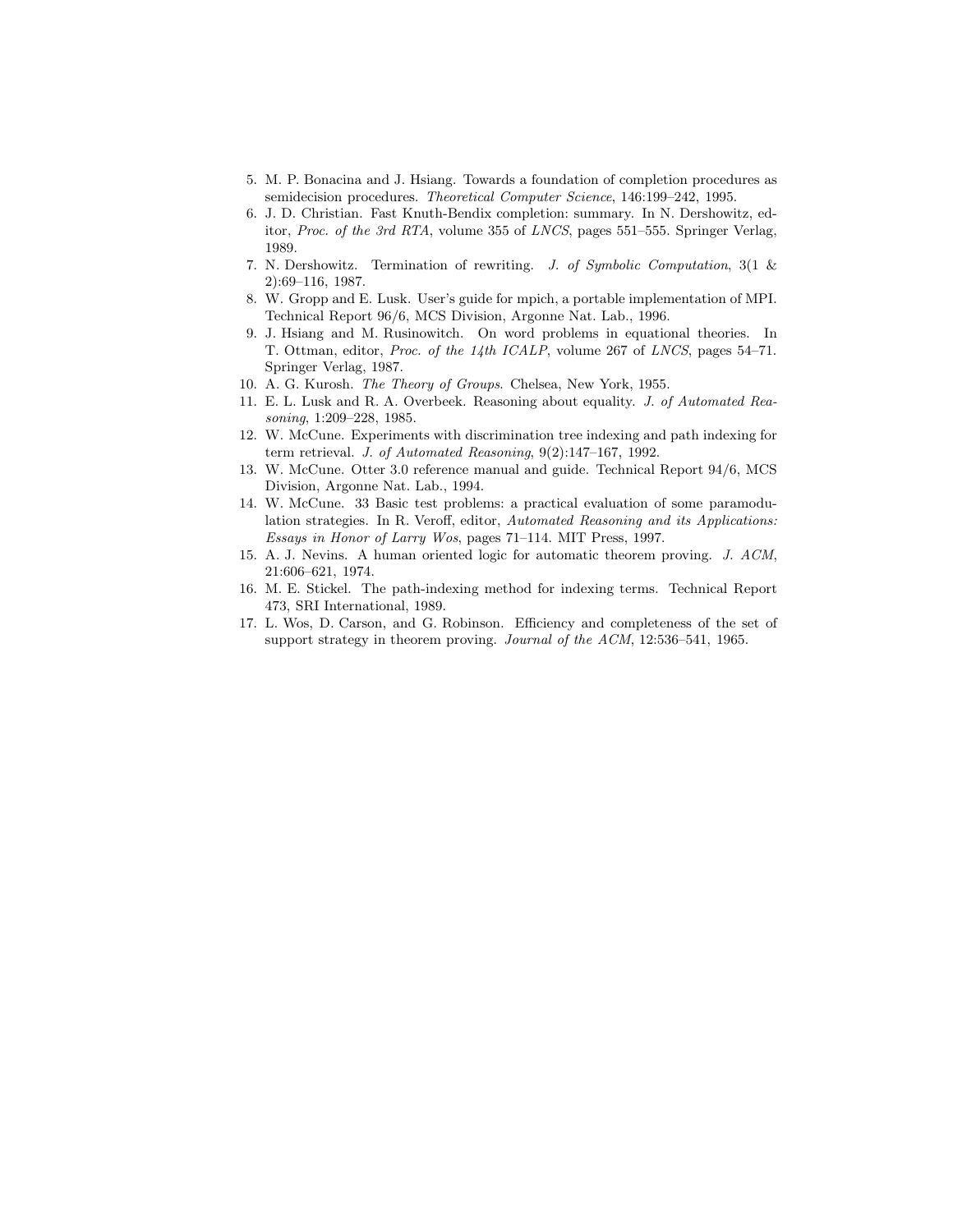5. M. P. Bonacina and J. Hsiang. Towards a foundation of completion procedures as semidecision procedures. *Theoretical Computer Science*, 146:199–242, 1995.
6. J. D. Christian. Fast Knuth-Bendix completion: summary. In N. Dershowitz, editor, *Proc. of the 3rd RTA*, volume 355 of *LNCS*, pages 551–555. Springer Verlag, 1989.
7. N. Dershowitz. Termination of rewriting. *J. of Symbolic Computation*, 3(1 & 2):69–116, 1987.
8. W. Gropp and E. Lusk. User's guide for mpich, a portable implementation of MPI. Technical Report 96/6, MCS Division, Argonne Nat. Lab., 1996.
9. J. Hsiang and M. Rusinowitch. On word problems in equational theories. In T. Ottman, editor, *Proc. of the 14th ICALP*, volume 267 of *LNCS*, pages 54–71. Springer Verlag, 1987.
10. A. G. Kurosh. *The Theory of Groups*. Chelsea, New York, 1955.
11. E. L. Lusk and R. A. Overbeek. Reasoning about equality. *J. of Automated Reasoning*, 1:209–228, 1985.
12. W. McCune. Experiments with discrimination tree indexing and path indexing for term retrieval. *J. of Automated Reasoning*, 9(2):147–167, 1992.
13. W. McCune. Otter 3.0 reference manual and guide. Technical Report 94/6, MCS Division, Argonne Nat. Lab., 1994.
14. W. McCune. 33 Basic test problems: a practical evaluation of some paramodulation strategies. In R. Veroff, editor, *Automated Reasoning and its Applications: Essays in Honor of Larry Wos*, pages 71–114. MIT Press, 1997.
15. A. J. Nevins. A human oriented logic for automatic theorem proving. *J. ACM*, 21:606–621, 1974.
16. M. E. Stickel. The path-indexing method for indexing terms. Technical Report 473, SRI International, 1989.
17. L. Wos, D. Carson, and G. Robinson. Efficiency and completeness of the set of support strategy in theorem proving. *Journal of the ACM*, 12:536–541, 1965.